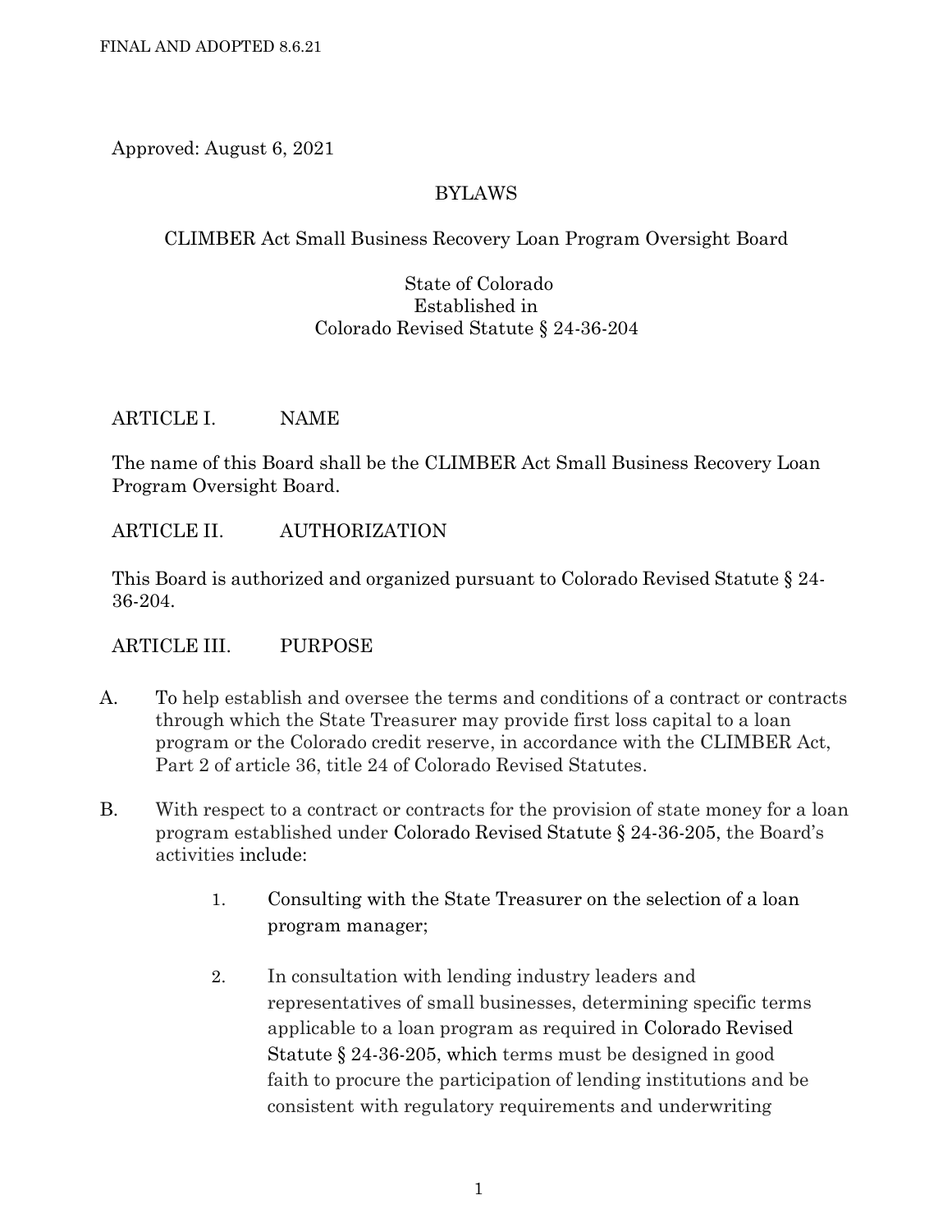FINAL AND ADOPTED 8.6.21

Approved: August 6, 2021

# BYLAWS

## CLIMBER Act Small Business Recovery Loan Program Oversight Board

State of Colorado
Established in
Colorado Revised Statute § 24-36-204

### ARTICLE I. NAME

The name of this Board shall be the CLIMBER Act Small Business Recovery Loan Program Oversight Board.

### ARTICLE II. AUTHORIZATION

This Board is authorized and organized pursuant to Colorado Revised Statute § 24-36-204.

### ARTICLE III. PURPOSE

A. To help establish and oversee the terms and conditions of a contract or contracts through which the State Treasurer may provide first loss capital to a loan program or the Colorado credit reserve, in accordance with the CLIMBER Act, Part 2 of article 36, title 24 of Colorado Revised Statutes.

B. With respect to a contract or contracts for the provision of state money for a loan program established under Colorado Revised Statute § 24-36-205, the Board's activities include:

1. Consulting with the State Treasurer on the selection of a loan program manager;

2. In consultation with lending industry leaders and representatives of small businesses, determining specific terms applicable to a loan program as required in Colorado Revised Statute § 24-36-205, which terms must be designed in good faith to procure the participation of lending institutions and be consistent with regulatory requirements and underwriting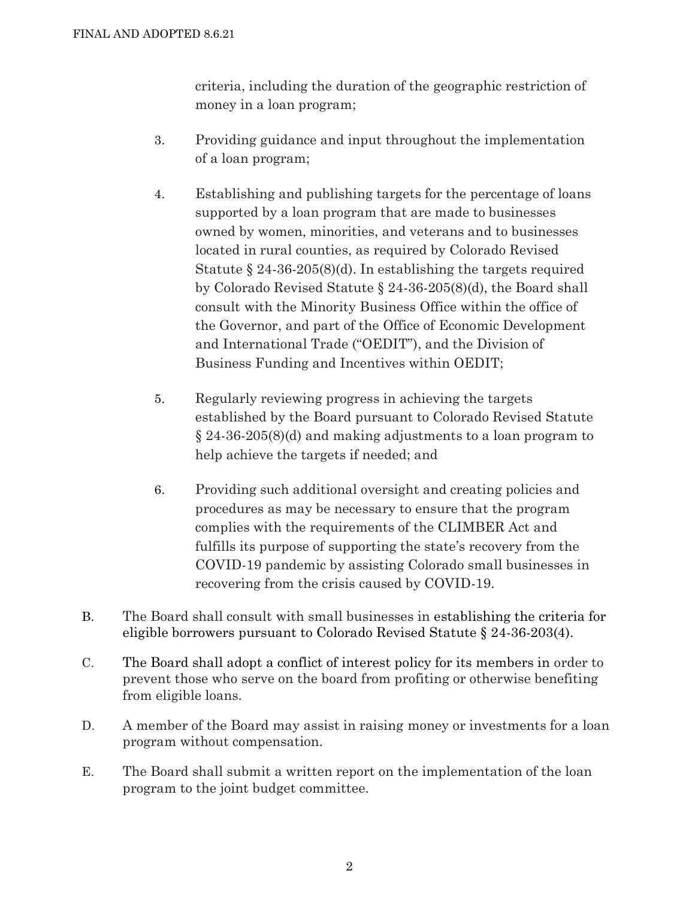criteria, including the duration of the geographic restriction of money in a loan program;

3. Providing guidance and input throughout the implementation of a loan program;

4. Establishing and publishing targets for the percentage of loans supported by a loan program that are made to businesses owned by women, minorities, and veterans and to businesses located in rural counties, as required by Colorado Revised Statute § 24-36-205(8)(d). In establishing the targets required by Colorado Revised Statute § 24-36-205(8)(d), the Board shall consult with the Minority Business Office within the office of the Governor, and part of the Office of Economic Development and International Trade ("OEDIT"), and the Division of Business Funding and Incentives within OEDIT;

5. Regularly reviewing progress in achieving the targets established by the Board pursuant to Colorado Revised Statute § 24-36-205(8)(d) and making adjustments to a loan program to help achieve the targets if needed; and

6. Providing such additional oversight and creating policies and procedures as may be necessary to ensure that the program complies with the requirements of the CLIMBER Act and fulfills its purpose of supporting the state's recovery from the COVID-19 pandemic by assisting Colorado small businesses in recovering from the crisis caused by COVID-19.

B. The Board shall consult with small businesses in establishing the criteria for eligible borrowers pursuant to Colorado Revised Statute § 24-36-203(4).

C. The Board shall adopt a conflict of interest policy for its members in order to prevent those who serve on the board from profiting or otherwise benefiting from eligible loans.

D. A member of the Board may assist in raising money or investments for a loan program without compensation.

E. The Board shall submit a written report on the implementation of the loan program to the joint budget committee.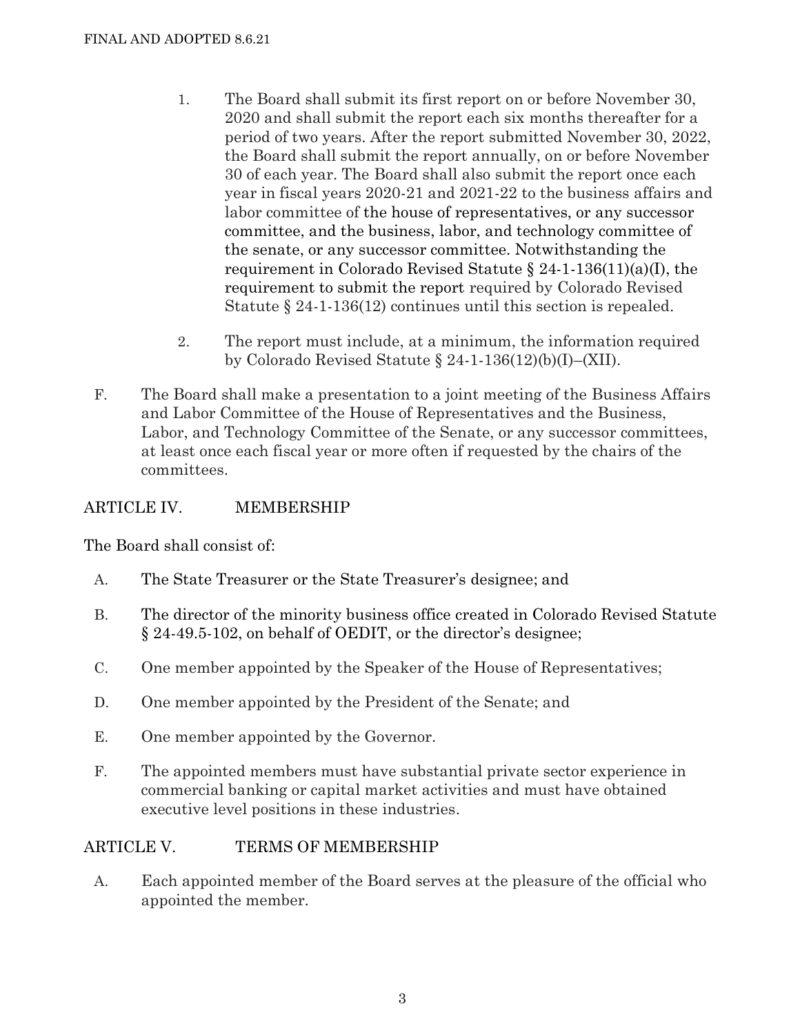1. The Board shall submit its first report on or before November 30, 2020 and shall submit the report each six months thereafter for a period of two years. After the report submitted November 30, 2022, the Board shall submit the report annually, on or before November 30 of each year. The Board shall also submit the report once each year in fiscal years 2020-21 and 2021-22 to the business affairs and labor committee of the house of representatives, or any successor committee, and the business, labor, and technology committee of the senate, or any successor committee. Notwithstanding the requirement in Colorado Revised Statute § 24-1-136(11)(a)(I), the requirement to submit the report required by Colorado Revised Statute § 24-1-136(12) continues until this section is repealed.

2. The report must include, at a minimum, the information required by Colorado Revised Statute § 24-1-136(12)(b)(I)–(XII).

F. The Board shall make a presentation to a joint meeting of the Business Affairs and Labor Committee of the House of Representatives and the Business, Labor, and Technology Committee of the Senate, or any successor committees, at least once each fiscal year or more often if requested by the chairs of the committees.

## ARTICLE IV. MEMBERSHIP

The Board shall consist of:

A. The State Treasurer or the State Treasurer's designee; and

B. The director of the minority business office created in Colorado Revised Statute § 24-49.5-102, on behalf of OEDIT, or the director's designee;

C. One member appointed by the Speaker of the House of Representatives;

D. One member appointed by the President of the Senate; and

E. One member appointed by the Governor.

F. The appointed members must have substantial private sector experience in commercial banking or capital market activities and must have obtained executive level positions in these industries.

## ARTICLE V. TERMS OF MEMBERSHIP

A. Each appointed member of the Board serves at the pleasure of the official who appointed the member.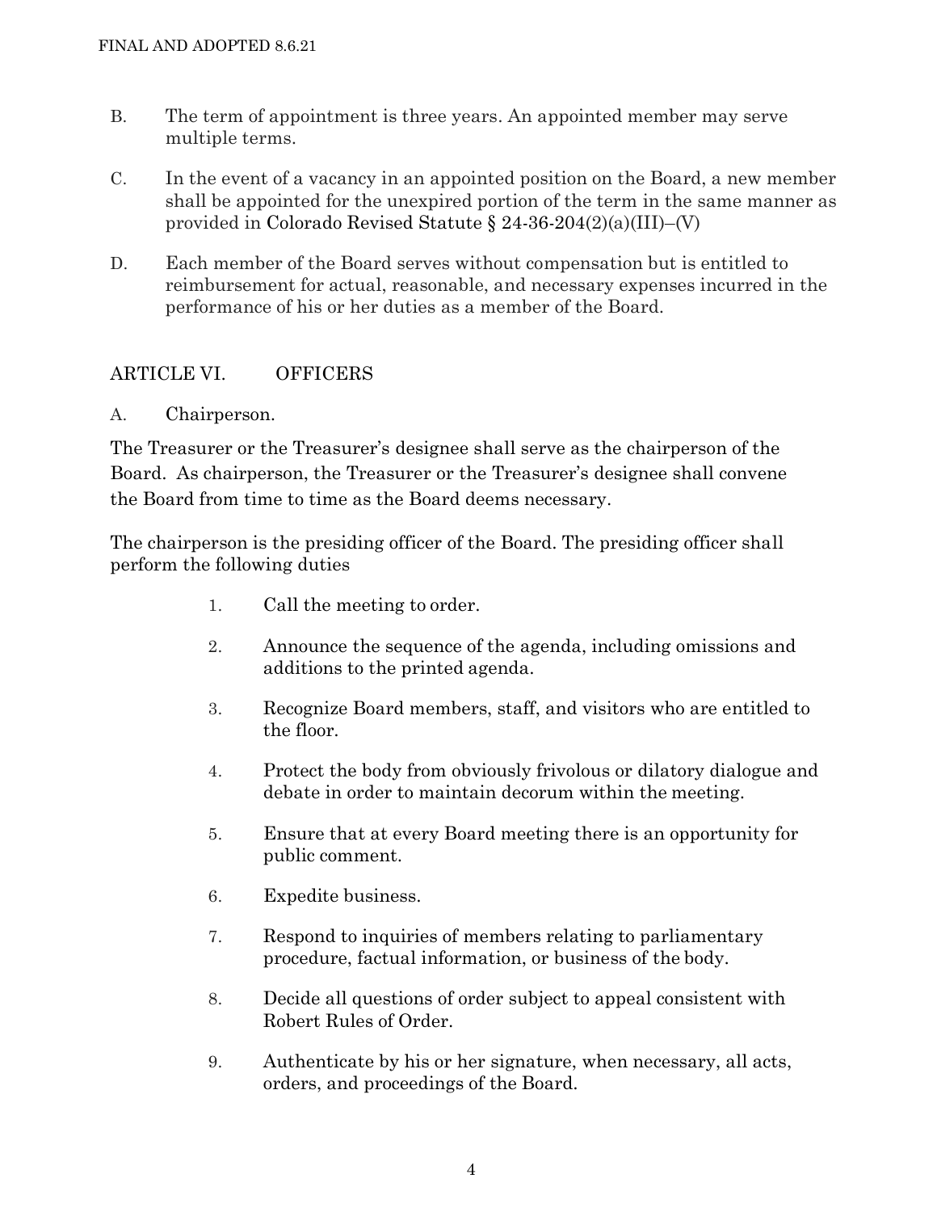B. The term of appointment is three years. An appointed member may serve multiple terms.

C. In the event of a vacancy in an appointed position on the Board, a new member shall be appointed for the unexpired portion of the term in the same manner as provided in Colorado Revised Statute § 24-36-204(2)(a)(III)–(V)

D. Each member of the Board serves without compensation but is entitled to reimbursement for actual, reasonable, and necessary expenses incurred in the performance of his or her duties as a member of the Board.

## ARTICLE VI. OFFICERS

A. Chairperson.

The Treasurer or the Treasurer's designee shall serve as the chairperson of the Board. As chairperson, the Treasurer or the Treasurer's designee shall convene the Board from time to time as the Board deems necessary.

The chairperson is the presiding officer of the Board. The presiding officer shall perform the following duties

1. Call the meeting to order.
2. Announce the sequence of the agenda, including omissions and additions to the printed agenda.
3. Recognize Board members, staff, and visitors who are entitled to the floor.
4. Protect the body from obviously frivolous or dilatory dialogue and debate in order to maintain decorum within the meeting.
5. Ensure that at every Board meeting there is an opportunity for public comment.
6. Expedite business.
7. Respond to inquiries of members relating to parliamentary procedure, factual information, or business of the body.
8. Decide all questions of order subject to appeal consistent with Robert Rules of Order.
9. Authenticate by his or her signature, when necessary, all acts, orders, and proceedings of the Board.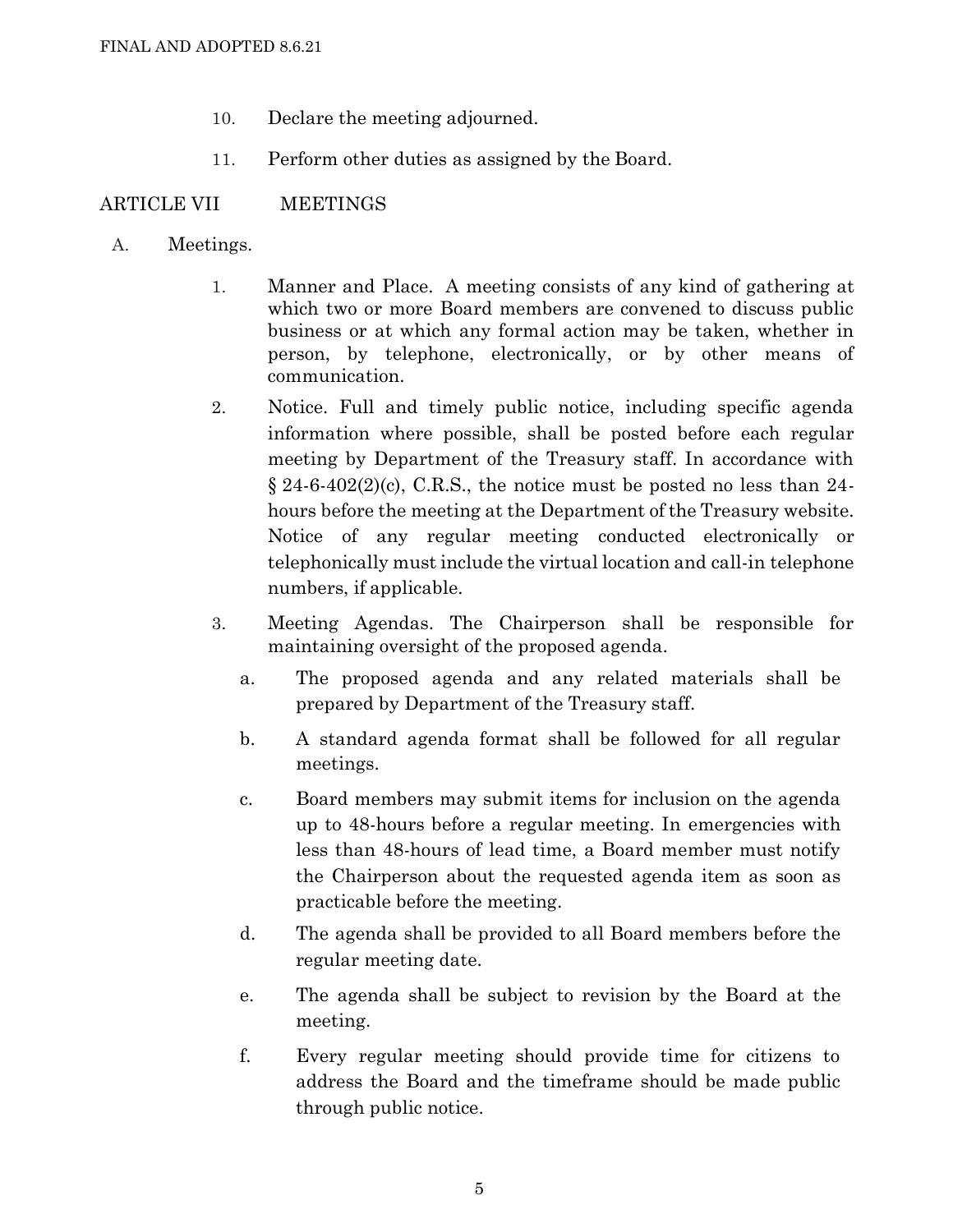10. Declare the meeting adjourned.
11. Perform other duties as assigned by the Board.

## ARTICLE VII MEETINGS

A. Meetings.

1. Manner and Place. A meeting consists of any kind of gathering at which two or more Board members are convened to discuss public business or at which any formal action may be taken, whether in person, by telephone, electronically, or by other means of communication.
2. Notice. Full and timely public notice, including specific agenda information where possible, shall be posted before each regular meeting by Department of the Treasury staff. In accordance with § 24-6-402(2)(c), C.R.S., the notice must be posted no less than 24-hours before the meeting at the Department of the Treasury website. Notice of any regular meeting conducted electronically or telephonically must include the virtual location and call-in telephone numbers, if applicable.
3. Meeting Agendas. The Chairperson shall be responsible for maintaining oversight of the proposed agenda.
   a. The proposed agenda and any related materials shall be prepared by Department of the Treasury staff.
   b. A standard agenda format shall be followed for all regular meetings.
   c. Board members may submit items for inclusion on the agenda up to 48-hours before a regular meeting. In emergencies with less than 48-hours of lead time, a Board member must notify the Chairperson about the requested agenda item as soon as practicable before the meeting.
   d. The agenda shall be provided to all Board members before the regular meeting date.
   e. The agenda shall be subject to revision by the Board at the meeting.
   f. Every regular meeting should provide time for citizens to address the Board and the timeframe should be made public through public notice.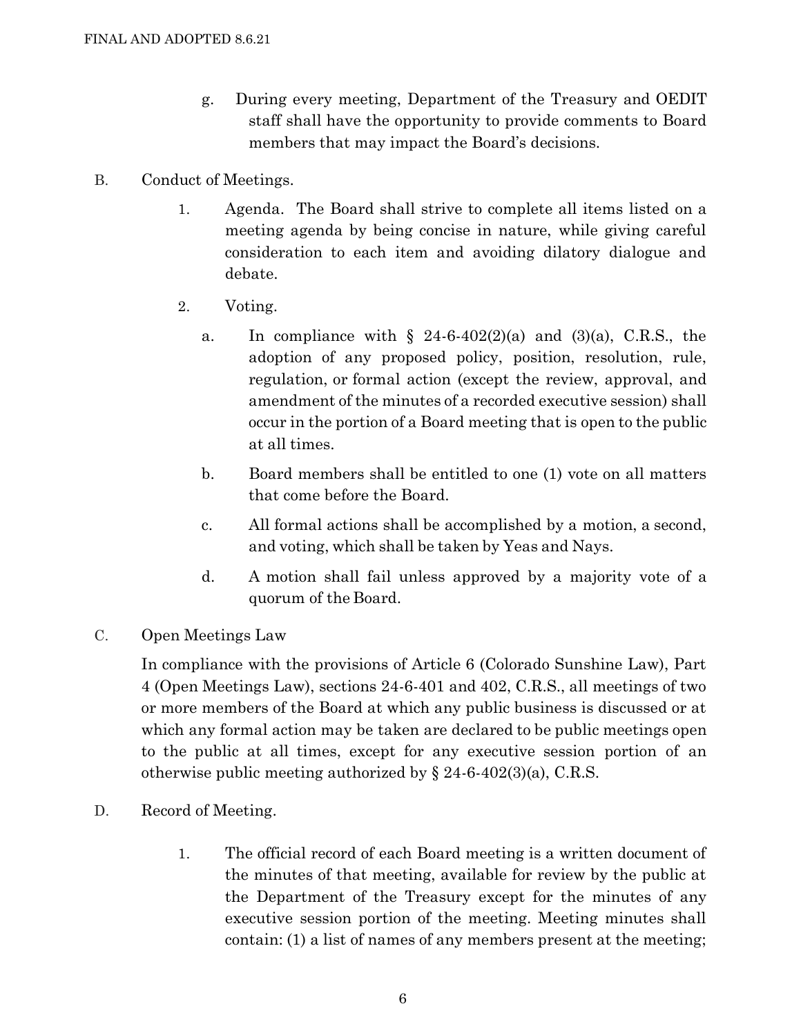g. During every meeting, Department of the Treasury and OEDIT staff shall have the opportunity to provide comments to Board members that may impact the Board's decisions.

B. Conduct of Meetings.

1. Agenda. The Board shall strive to complete all items listed on a meeting agenda by being concise in nature, while giving careful consideration to each item and avoiding dilatory dialogue and debate.

2. Voting.

a. In compliance with § 24-6-402(2)(a) and (3)(a), C.R.S., the adoption of any proposed policy, position, resolution, rule, regulation, or formal action (except the review, approval, and amendment of the minutes of a recorded executive session) shall occur in the portion of a Board meeting that is open to the public at all times.

b. Board members shall be entitled to one (1) vote on all matters that come before the Board.

c. All formal actions shall be accomplished by a motion, a second, and voting, which shall be taken by Yeas and Nays.

d. A motion shall fail unless approved by a majority vote of a quorum of the Board.

C. Open Meetings Law

In compliance with the provisions of Article 6 (Colorado Sunshine Law), Part 4 (Open Meetings Law), sections 24-6-401 and 402, C.R.S., all meetings of two or more members of the Board at which any public business is discussed or at which any formal action may be taken are declared to be public meetings open to the public at all times, except for any executive session portion of an otherwise public meeting authorized by § 24-6-402(3)(a), C.R.S.

D. Record of Meeting.

1. The official record of each Board meeting is a written document of the minutes of that meeting, available for review by the public at the Department of the Treasury except for the minutes of any executive session portion of the meeting. Meeting minutes shall contain: (1) a list of names of any members present at the meeting;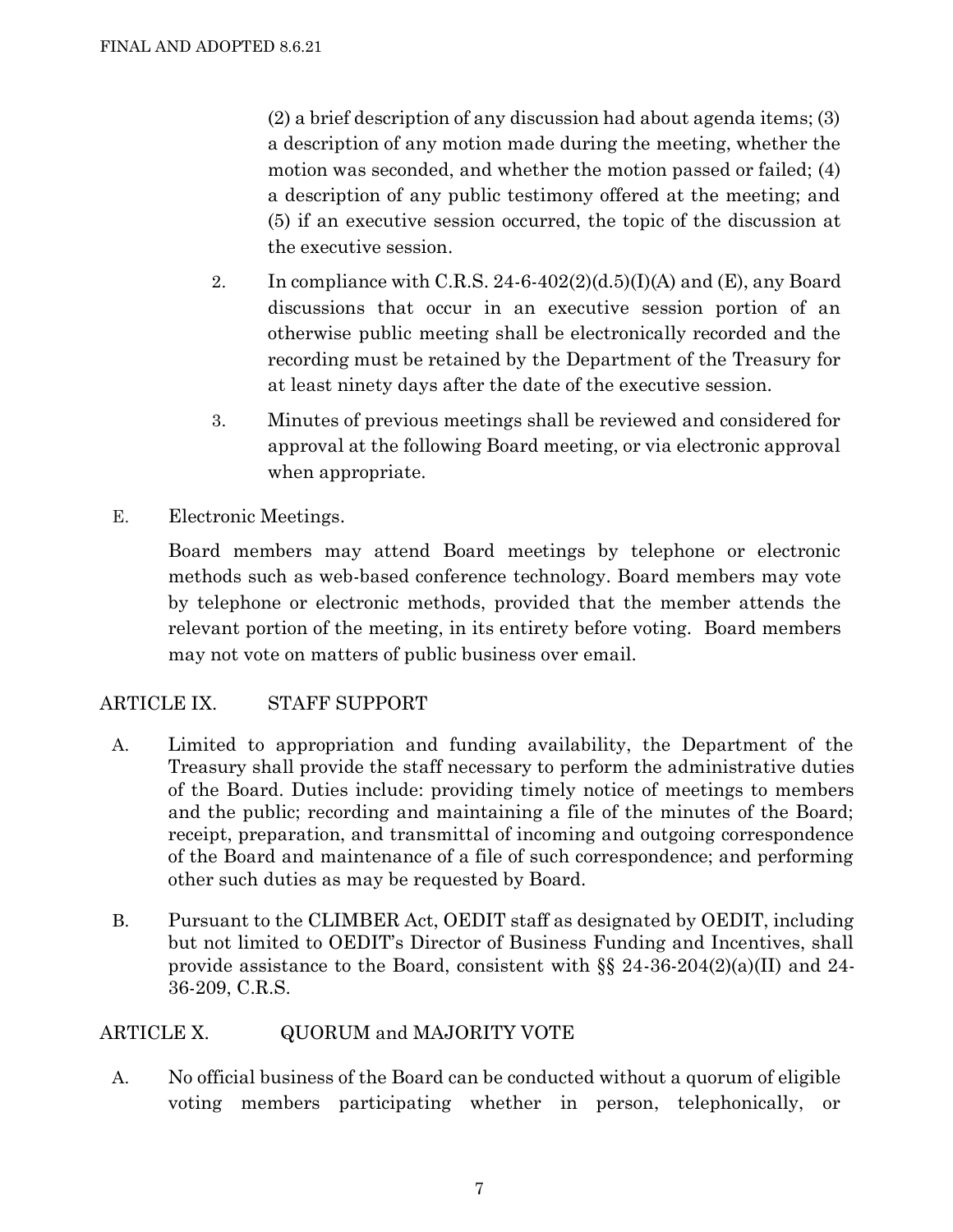(2) a brief description of any discussion had about agenda items; (3) a description of any motion made during the meeting, whether the motion was seconded, and whether the motion passed or failed; (4) a description of any public testimony offered at the meeting; and (5) if an executive session occurred, the topic of the discussion at the executive session.

2. In compliance with C.R.S. 24-6-402(2)(d.5)(I)(A) and (E), any Board discussions that occur in an executive session portion of an otherwise public meeting shall be electronically recorded and the recording must be retained by the Department of the Treasury for at least ninety days after the date of the executive session.

3. Minutes of previous meetings shall be reviewed and considered for approval at the following Board meeting, or via electronic approval when appropriate.

E. Electronic Meetings.

Board members may attend Board meetings by telephone or electronic methods such as web-based conference technology. Board members may vote by telephone or electronic methods, provided that the member attends the relevant portion of the meeting, in its entirety before voting. Board members may not vote on matters of public business over email.

## ARTICLE IX. STAFF SUPPORT

A. Limited to appropriation and funding availability, the Department of the Treasury shall provide the staff necessary to perform the administrative duties of the Board. Duties include: providing timely notice of meetings to members and the public; recording and maintaining a file of the minutes of the Board; receipt, preparation, and transmittal of incoming and outgoing correspondence of the Board and maintenance of a file of such correspondence; and performing other such duties as may be requested by Board.

B. Pursuant to the CLIMBER Act, OEDIT staff as designated by OEDIT, including but not limited to OEDIT's Director of Business Funding and Incentives, shall provide assistance to the Board, consistent with §§ 24-36-204(2)(a)(II) and 24-36-209, C.R.S.

## ARTICLE X. QUORUM and MAJORITY VOTE

A. No official business of the Board can be conducted without a quorum of eligible voting members participating whether in person, telephonically, or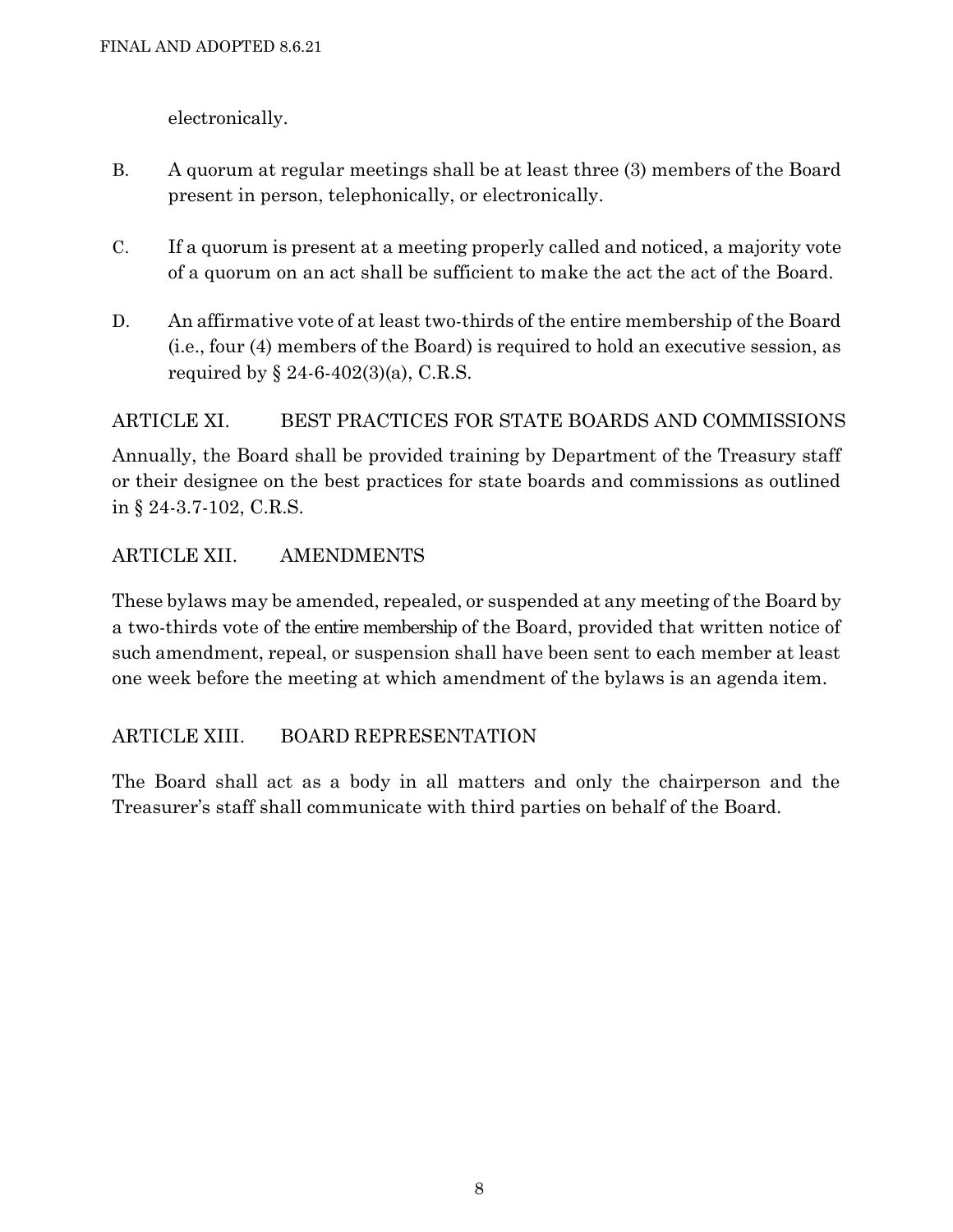electronically.

B. A quorum at regular meetings shall be at least three (3) members of the Board present in person, telephonically, or electronically.

C. If a quorum is present at a meeting properly called and noticed, a majority vote of a quorum on an act shall be sufficient to make the act the act of the Board.

D. An affirmative vote of at least two-thirds of the entire membership of the Board (i.e., four (4) members of the Board) is required to hold an executive session, as required by § 24-6-402(3)(a), C.R.S.

## ARTICLE XI. BEST PRACTICES FOR STATE BOARDS AND COMMISSIONS

Annually, the Board shall be provided training by Department of the Treasury staff or their designee on the best practices for state boards and commissions as outlined in § 24-3.7-102, C.R.S.

## ARTICLE XII. AMENDMENTS

These bylaws may be amended, repealed, or suspended at any meeting of the Board by a two-thirds vote of the entire membership of the Board, provided that written notice of such amendment, repeal, or suspension shall have been sent to each member at least one week before the meeting at which amendment of the bylaws is an agenda item.

## ARTICLE XIII. BOARD REPRESENTATION

The Board shall act as a body in all matters and only the chairperson and the Treasurer's staff shall communicate with third parties on behalf of the Board.